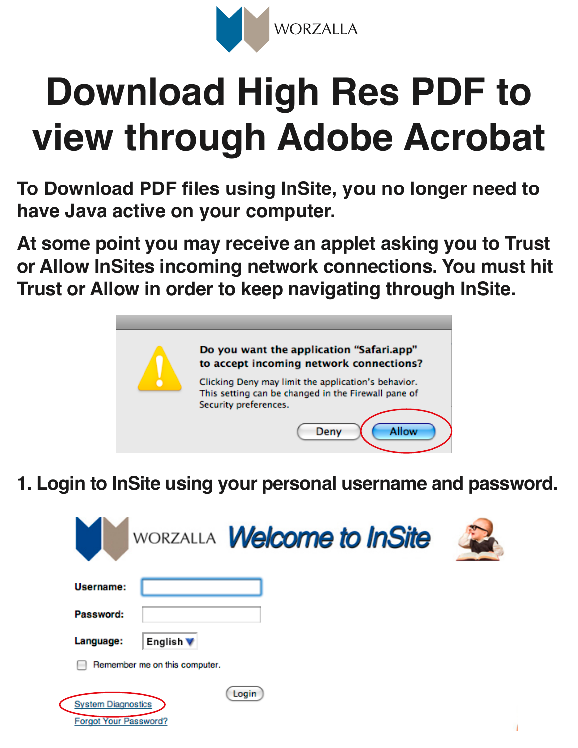WORZALLA

# Download High Res PDF to view through Adobe Acrobat

**To Download PDF files using InSite, you no longer need to have Java active on your computer.**

**At some point you may receive an applet asking you to Trust or Allow InSites incoming network connections. You must hit Trust or Allow in order to keep navigating through InSite.**

**Do you want the application "Safari.app" to accept incoming network connections?**

Clicking Deny may limit the application's behavior. This setting can be changed in the Firewall pane of Security preferences.

Deny | Allow

**1. Login to InSite using your personal username and password.**

WORZALLA *Welcome to InSite*

Username:

Password:

Language: English

Remember me on this computer.

Login

System Diagnostics

Forgot Your Password?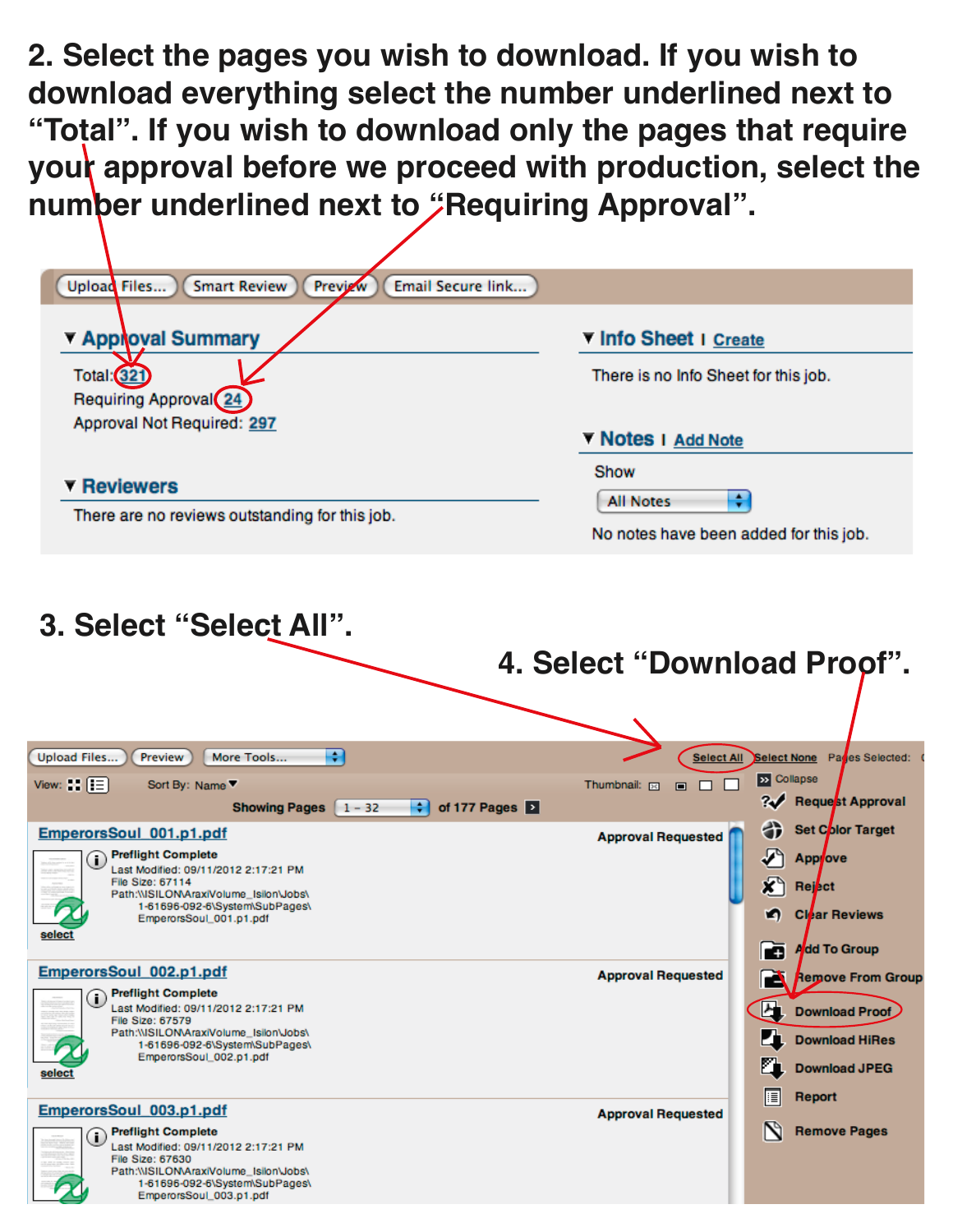2. Select the pages you wish to download. If you wish to download everything select the number underlined next to "Total". If you wish to download only the pages that require your approval before we proceed with production, select the number underlined next to "Requiring Approval".

Upload Files... | Smart Review | Preview | Email Secure link...

**▼ Approval Summary**

Total: 321

Requiring Approval: 24

Approval Not Required: 297

**▼ Reviewers**

There are no reviews outstanding for this job.

**▼ Info Sheet** | Create

There is no Info Sheet for this job.

**▼ Notes** | Add Note

Show

All Notes

No notes have been added for this job.

3. Select "Select All".

4. Select "Download Proof".

Upload Files... | Preview | More Tools... | Select All | Select None | Pages Selected:

View: | Sort By: Name | Thumbnail:

Showing Pages 1 - 32 of 177 Pages

EmperorsSoul_001.p1.pdf — Approval Requested

Preflight Complete
Last Modified: 09/11/2012 2:17:21 PM
File Size: 67114
Path:\\ISILON\AraxiVolume_Isilon\Jobs\1-61696-092-6\System\SubPages\EmperorsSoul_001.p1.pdf

select

EmperorsSoul_002.p1.pdf — Approval Requested

Preflight Complete
Last Modified: 09/11/2012 2:17:21 PM
File Size: 67579
Path:\\ISILON\AraxiVolume_Isilon\Jobs\1-61696-092-6\System\SubPages\EmperorsSoul_002.p1.pdf

select

EmperorsSoul_003.p1.pdf — Approval Requested

Preflight Complete
Last Modified: 09/11/2012 2:17:21 PM
File Size: 67630
Path:\\ISILON\AraxiVolume_Isilon\Jobs\1-61696-092-6\System\SubPages\EmperorsSoul_003.p1.pdf

Collapse
- Request Approval
- Set Color Target
- Approve
- Reject
- Clear Reviews
- Add To Group
- Remove From Group
- Download Proof
- Download HiRes
- Download JPEG
- Report
- Remove Pages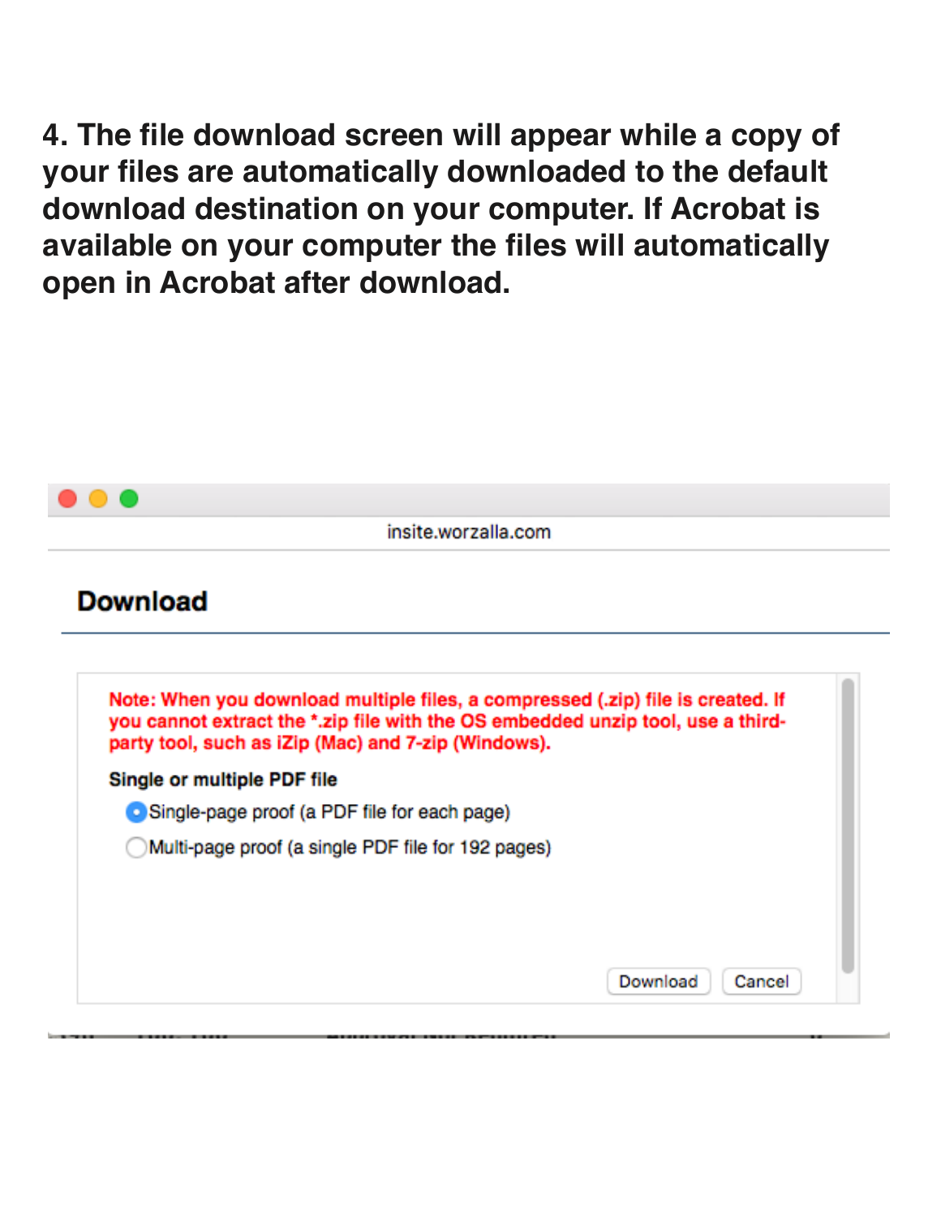**4. The file download screen will appear while a copy of your files are automatically downloaded to the default download destination on your computer. If Acrobat is available on your computer the files will automatically open in Acrobat after download.**

insite.worzalla.com

## Download

Note: When you download multiple files, a compressed (.zip) file is created. If you cannot extract the *.zip file with the OS embedded unzip tool, use a third-party tool, such as iZip (Mac) and 7-zip (Windows).

**Single or multiple PDF file**

- (•) Single-page proof (a PDF file for each page)
- ( ) Multi-page proof (a single PDF file for 192 pages)

Download | Cancel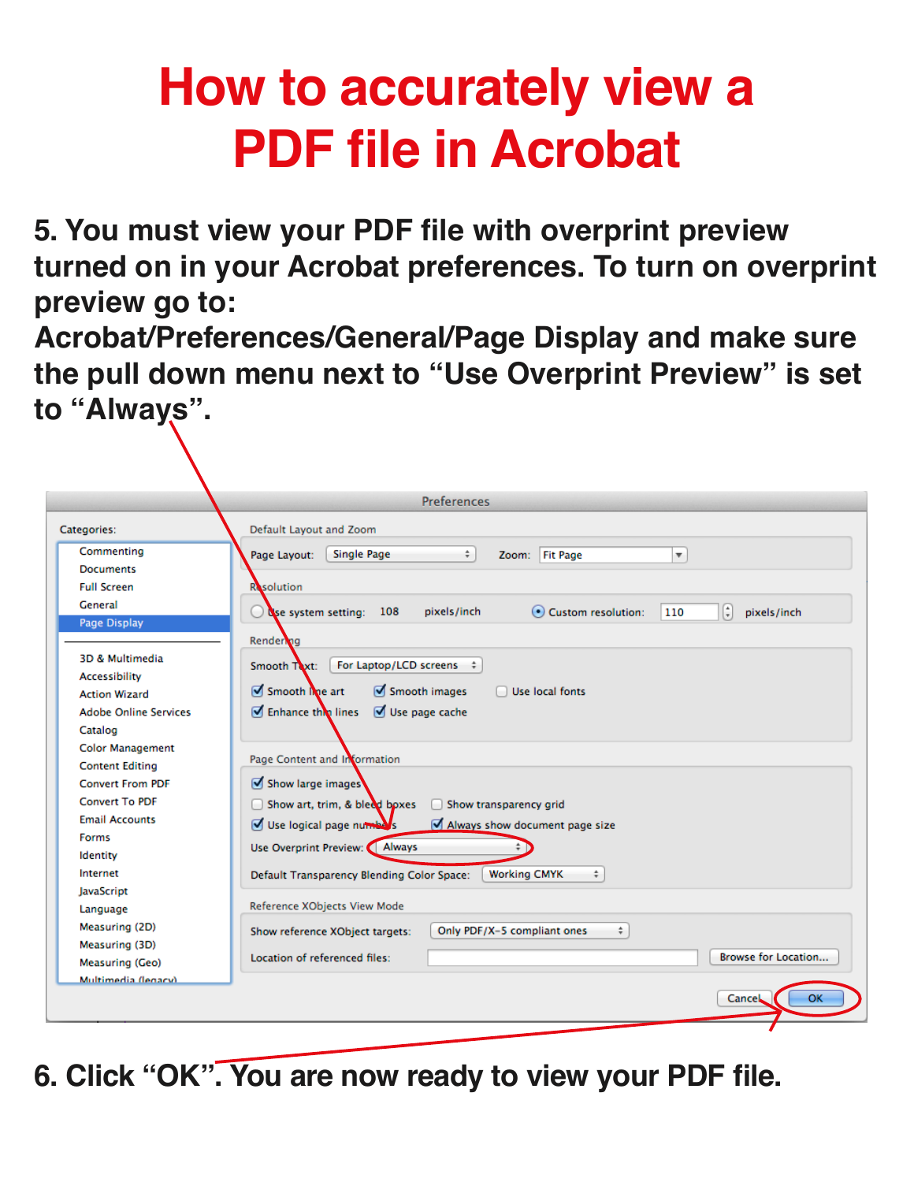# How to accurately view a PDF file in Acrobat

5. You must view your PDF file with overprint preview turned on in your Acrobat preferences. To turn on overprint preview go to: Acrobat/Preferences/General/Page Display and make sure the pull down menu next to "Use Overprint Preview" is set to "Always".

6. Click "OK". You are now ready to view your PDF file.